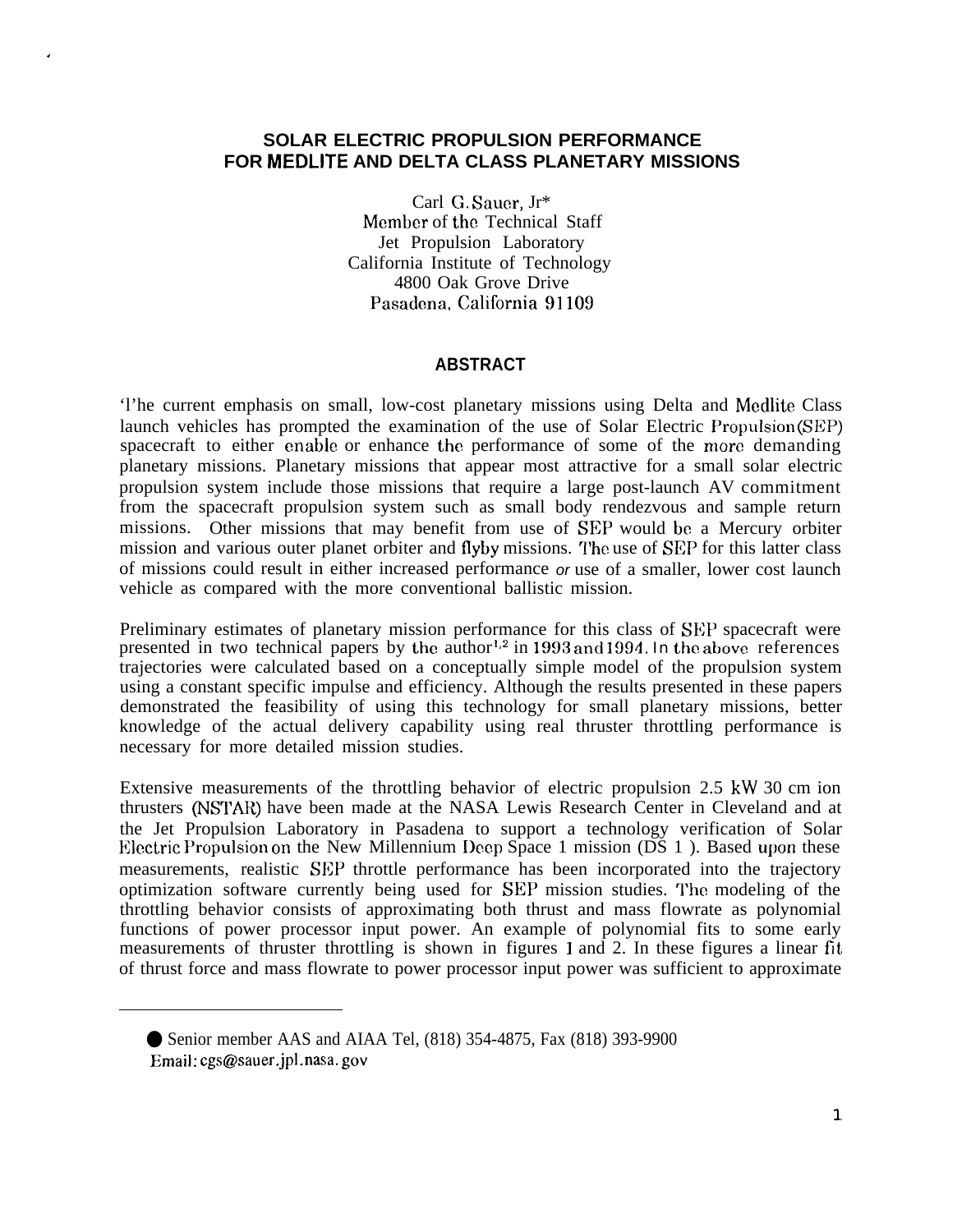# SOLAR ELECTRIC PROPULSION PERFORMANCE FOR MEDLITE AND DELTA CLASS PLANETARY MISSIONS

Carl G. Sauer, Jr*
Member of the Technical Staff
Jet Propulsion Laboratory
California Institute of Technology
4800 Oak Grove Drive
Pasadena, California 91109

## ABSTRACT

The current emphasis on small, low-cost planetary missions using Delta and Medlite Class launch vehicles has prompted the examination of the use of Solar Electric Propulsion (SEP) spacecraft to either enable or enhance the performance of some of the more demanding planetary missions. Planetary missions that appear most attractive for a small solar electric propulsion system include those missions that require a large post-launch ΔV commitment from the spacecraft propulsion system such as small body rendezvous and sample return missions. Other missions that may benefit from use of SEP would be a Mercury orbiter mission and various outer planet orbiter and flyby missions. The use of SEP for this latter class of missions could result in either increased performance *or* use of a smaller, lower cost launch vehicle as compared with the more conventional ballistic mission.

Preliminary estimates of planetary mission performance for this class of SEP spacecraft were presented in two technical papers by the author[1,2] in 1993 and 1994. In the above references trajectories were calculated based on a conceptually simple model of the propulsion system using a constant specific impulse and efficiency. Although the results presented in these papers demonstrated the feasibility of using this technology for small planetary missions, better knowledge of the actual delivery capability using real thruster throttling performance is necessary for more detailed mission studies.

Extensive measurements of the throttling behavior of electric propulsion 2.5 kW 30 cm ion thrusters (NSTAR) have been made at the NASA Lewis Research Center in Cleveland and at the Jet Propulsion Laboratory in Pasadena to support a technology verification of Solar Electric Propulsion on the New Millennium Deep Space 1 mission (DS 1 ). Based upon these measurements, realistic SEP throttle performance has been incorporated into the trajectory optimization software currently being used for SEP mission studies. The modeling of the throttling behavior consists of approximating both thrust and mass flowrate as polynomial functions of power processor input power. An example of polynomial fits to some early measurements of thruster throttling is shown in figures 1 and 2. In these figures a linear fit of thrust force and mass flowrate to power processor input power was sufficient to approximate

---

* Senior member AAS and AIAA Tel, (818) 354-4875, Fax (818) 393-9900
Email: cgs@sauer.jpl.nasa.gov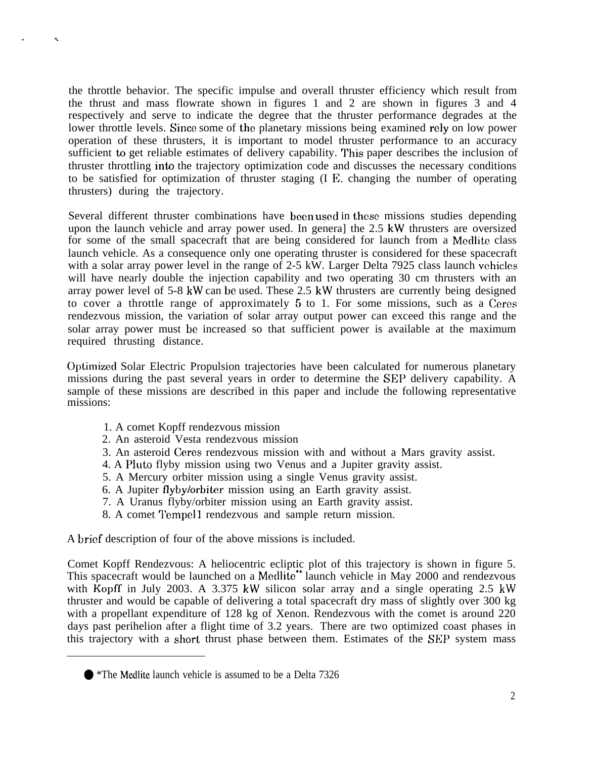the throttle behavior. The specific impulse and overall thruster efficiency which result from the thrust and mass flowrate shown in figures 1 and 2 are shown in figures 3 and 4 respectively and serve to indicate the degree that the thruster performance degrades at the lower throttle levels. Since some of the planetary missions being examined rely on low power operation of these thrusters, it is important to model thruster performance to an accuracy sufficient to get reliable estimates of delivery capability. This paper describes the inclusion of thruster throttling into the trajectory optimization code and discusses the necessary conditions to be satisfied for optimization of thruster staging (I E. changing the number of operating thrusters) during the trajectory.

Several different thruster combinations have been used in these missions studies depending upon the launch vehicle and array power used. In genera] the 2.5 kW thrusters are oversized for some of the small spacecraft that are being considered for launch from a Medlite class launch vehicle. As a consequence only one operating thruster is considered for these spacecraft with a solar array power level in the range of 2-5 kW. Larger Delta 7925 class launch vehicles will have nearly double the injection capability and two operating 30 cm thrusters with an array power level of 5-8 kW can be used. These 2.5 kW thrusters are currently being designed to cover a throttle range of approximately 5 to 1. For some missions, such as a Ceres rendezvous mission, the variation of solar array output power can exceed this range and the solar array power must be increased so that sufficient power is available at the maximum required thrusting distance.

Optimized Solar Electric Propulsion trajectories have been calculated for numerous planetary missions during the past several years in order to determine the SEP delivery capability. A sample of these missions are described in this paper and include the following representative missions:

1. A comet Kopff rendezvous mission
2. An asteroid Vesta rendezvous mission
3. An asteroid Ceres rendezvous mission with and without a Mars gravity assist.
4. A Pluto flyby mission using two Venus and a Jupiter gravity assist.
5. A Mercury orbiter mission using a single Venus gravity assist.
6. A Jupiter flyby/orbiter mission using an Earth gravity assist.
7. A Uranus flyby/orbiter mission using an Earth gravity assist.
8. A comet Tempel 1 rendezvous and sample return mission.

A brief description of four of the above missions is included.

Comet Kopff Rendezvous: A heliocentric ecliptic plot of this trajectory is shown in figure 5. This spacecraft would be launched on a Medlite* launch vehicle in May 2000 and rendezvous with Kopff in July 2003. A 3.375 kW silicon solar array and a single operating 2.5 kW thruster and would be capable of delivering a total spacecraft dry mass of slightly over 300 kg with a propellant expenditure of 128 kg of Xenon. Rendezvous with the comet is around 220 days past perihelion after a flight time of 3.2 years. There are two optimized coast phases in this trajectory with a short thrust phase between them. Estimates of the SEP system mass

---

*The Medlite launch vehicle is assumed to be a Delta 7326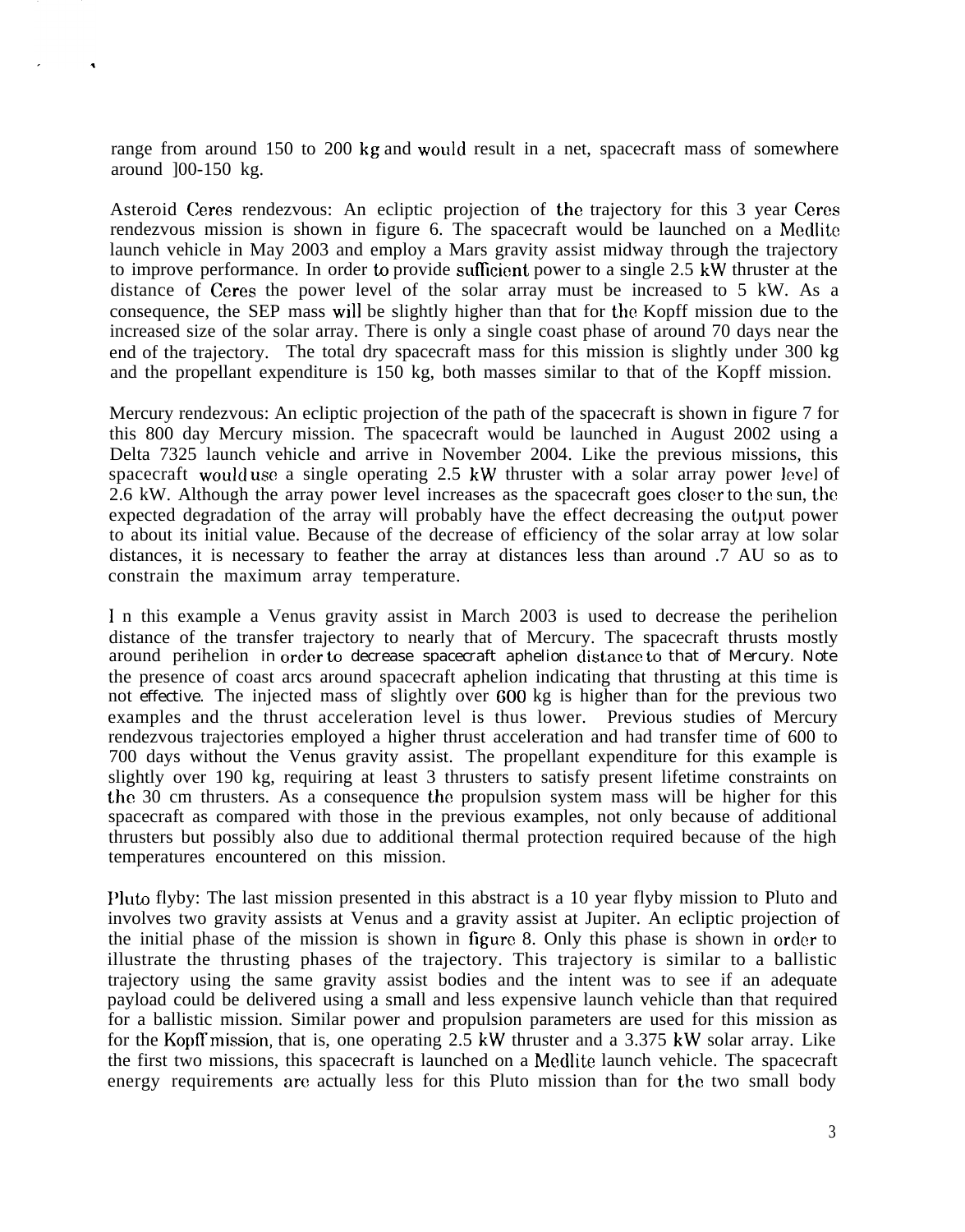range from around 150 to 200 kg and would result in a net, spacecraft mass of somewhere around ]00-150 kg.

Asteroid Ceres rendezvous: An ecliptic projection of the trajectory for this 3 year Ceres rendezvous mission is shown in figure 6. The spacecraft would be launched on a Medlite launch vehicle in May 2003 and employ a Mars gravity assist midway through the trajectory to improve performance. In order to provide sufficient power to a single 2.5 kW thruster at the distance of Ceres the power level of the solar array must be increased to 5 kW. As a consequence, the SEP mass will be slightly higher than that for the Kopff mission due to the increased size of the solar array. There is only a single coast phase of around 70 days near the end of the trajectory. The total dry spacecraft mass for this mission is slightly under 300 kg and the propellant expenditure is 150 kg, both masses similar to that of the Kopff mission.

Mercury rendezvous: An ecliptic projection of the path of the spacecraft is shown in figure 7 for this 800 day Mercury mission. The spacecraft would be launched in August 2002 using a Delta 7325 launch vehicle and arrive in November 2004. Like the previous missions, this spacecraft would use a single operating 2.5 kW thruster with a solar array power level of 2.6 kW. Although the array power level increases as the spacecraft goes closer to the sun, the expected degradation of the array will probably have the effect decreasing the output power to about its initial value. Because of the decrease of efficiency of the solar array at low solar distances, it is necessary to feather the array at distances less than around .7 AU so as to constrain the maximum array temperature.

I n this example a Venus gravity assist in March 2003 is used to decrease the perihelion distance of the transfer trajectory to nearly that of Mercury. The spacecraft thrusts mostly around perihelion in order to decrease spacecraft aphelion distance to that of Mercury. Note the presence of coast arcs around spacecraft aphelion indicating that thrusting at this time is not effective. The injected mass of slightly over 600 kg is higher than for the previous two examples and the thrust acceleration level is thus lower. Previous studies of Mercury rendezvous trajectories employed a higher thrust acceleration and had transfer time of 600 to 700 days without the Venus gravity assist. The propellant expenditure for this example is slightly over 190 kg, requiring at least 3 thrusters to satisfy present lifetime constraints on the 30 cm thrusters. As a consequence the propulsion system mass will be higher for this spacecraft as compared with those in the previous examples, not only because of additional thrusters but possibly also due to additional thermal protection required because of the high temperatures encountered on this mission.

Pluto flyby: The last mission presented in this abstract is a 10 year flyby mission to Pluto and involves two gravity assists at Venus and a gravity assist at Jupiter. An ecliptic projection of the initial phase of the mission is shown in figure 8. Only this phase is shown in order to illustrate the thrusting phases of the trajectory. This trajectory is similar to a ballistic trajectory using the same gravity assist bodies and the intent was to see if an adequate payload could be delivered using a small and less expensive launch vehicle than that required for a ballistic mission. Similar power and propulsion parameters are used for this mission as for the Kopff mission, that is, one operating 2.5 kW thruster and a 3.375 kW solar array. Like the first two missions, this spacecraft is launched on a Medlite launch vehicle. The spacecraft energy requirements are actually less for this Pluto mission than for the two small body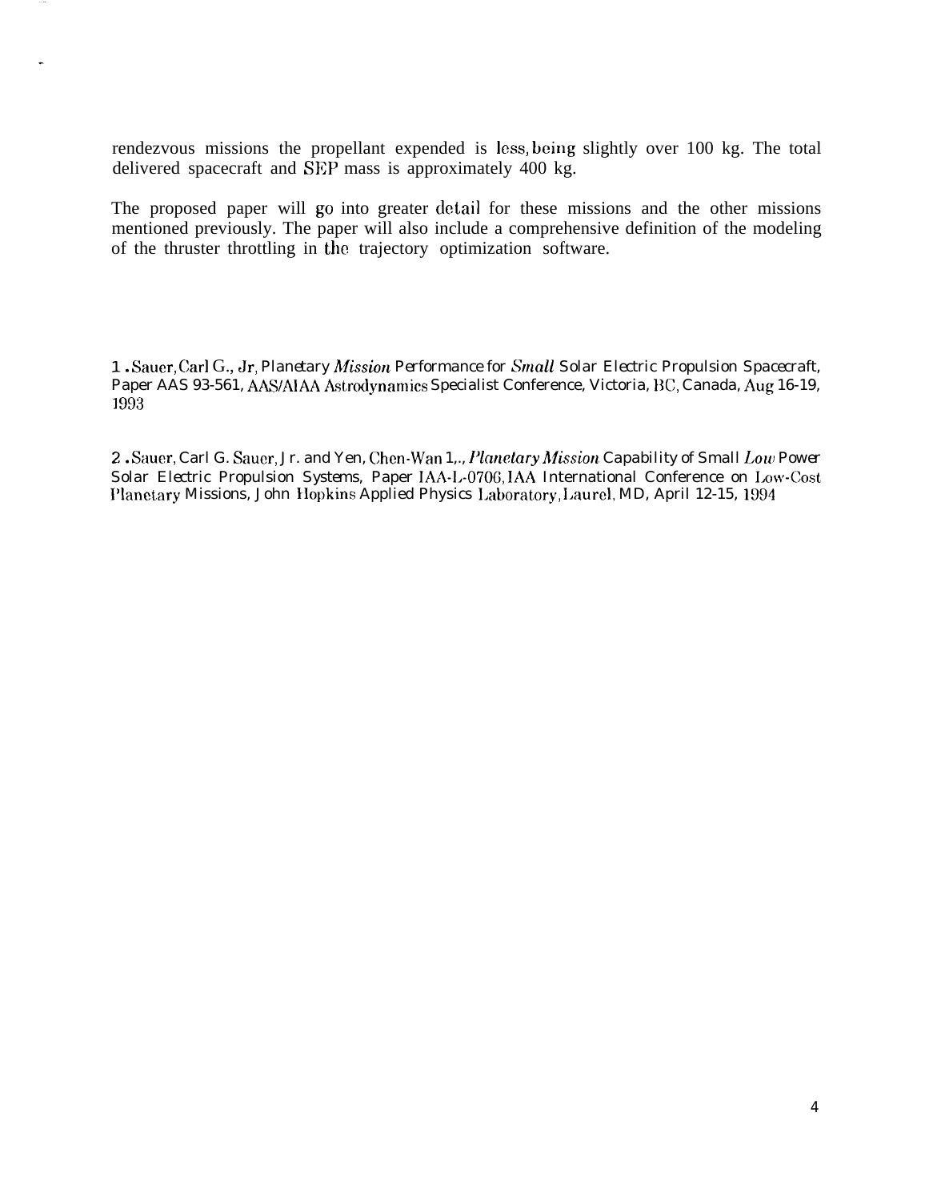rendezvous missions the propellant expended is less, being slightly over 100 kg. The total delivered spacecraft and SEP mass is approximately 400 kg.

The proposed paper will go into greater detail for these missions and the other missions mentioned previously. The paper will also include a comprehensive definition of the modeling of the thruster throttling in the trajectory optimization software.

1 . Sauer, Carl G., Jr, Planetary *Mission* Performance for *Small* Solar Electric Propulsion Spacecraft, Paper AAS 93-561, AAS/AIAA Astrodynamics Specialist Conference, Victoria, BC, Canada, Aug 16-19, 1993

2 . Sauer, Carl G. Sauer, Jr. and Yen, Chen-Wan 1,., *Planetary Mission* Capability of Small *Low* Power Solar Electric Propulsion Systems, Paper IAA-L-0706, IAA International Conference on Low-Cost Planetary Missions, John Hopkins Applied Physics Laboratory, Laurel, MD, April 12-15, 1994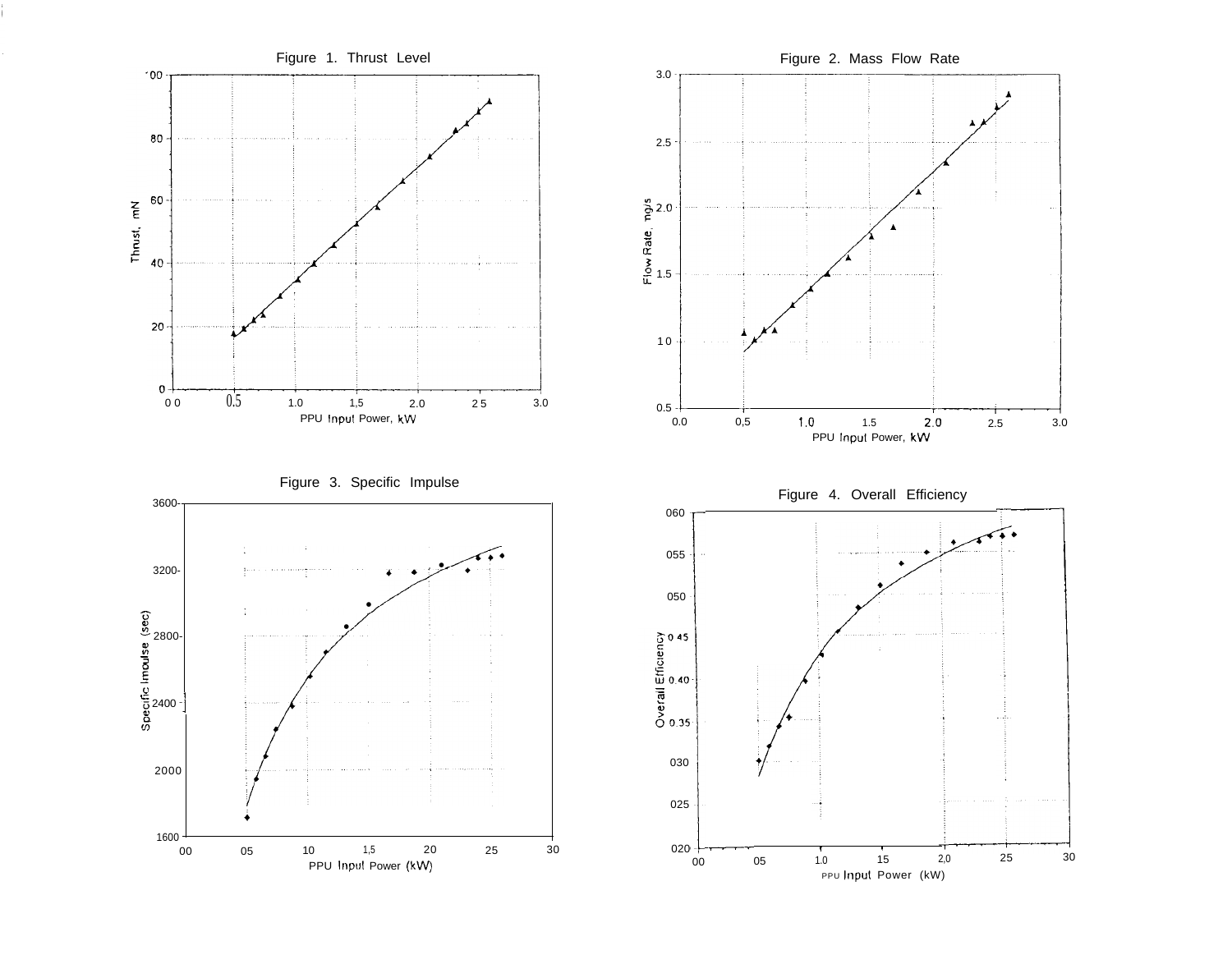Figure 1. Thrust Level

Figure 2. Mass Flow Rate

Figure 3. Specific Impulse

Figure 4. Overall Efficiency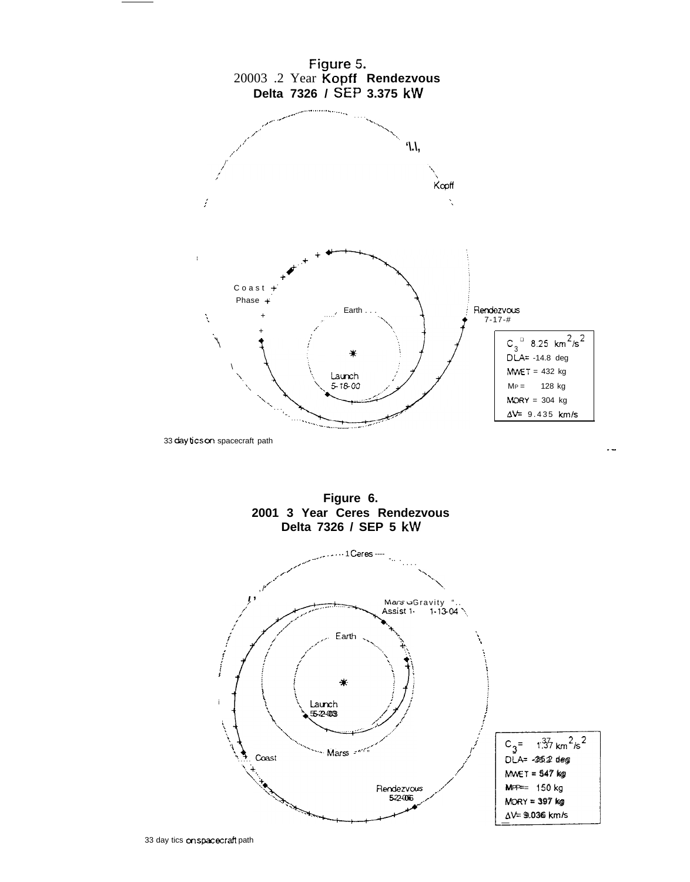**Figure 5.**
**2000 3.2 Year Kopff Rendezvous**
**Delta 7326 / SEP 3.375 kW**

Kopff

Coast Phase

Earth

Launch 5-18-00

Rendezvous 7-17-#

$C_3$ = 8.25 $km^2/s^2$
DLA= -14.8 deg
MWET = 432 kg
MP = 128 kg
MDRY = 304 kg
$\Delta V$= 9.435 km/s

33 day tics on spacecraft path

**Figure 6.**
**2001 3 Year Ceres Rendezvous**
**Delta 7326 / SEP 5 kW**

1 Ceres

Mars Gravity Assist 1-13-04

Earth

Launch 5-22-03

Mars

Coast

Rendezvous 5-22-06

$C_3$ = 1.37 $km^2/s^2$
DLA= -35.2 deg
MWET = 547 kg
MP= 150 kg
MDRY = 397 kg
$\Delta V$= 9.036 km/s

33 day tics on spacecraft path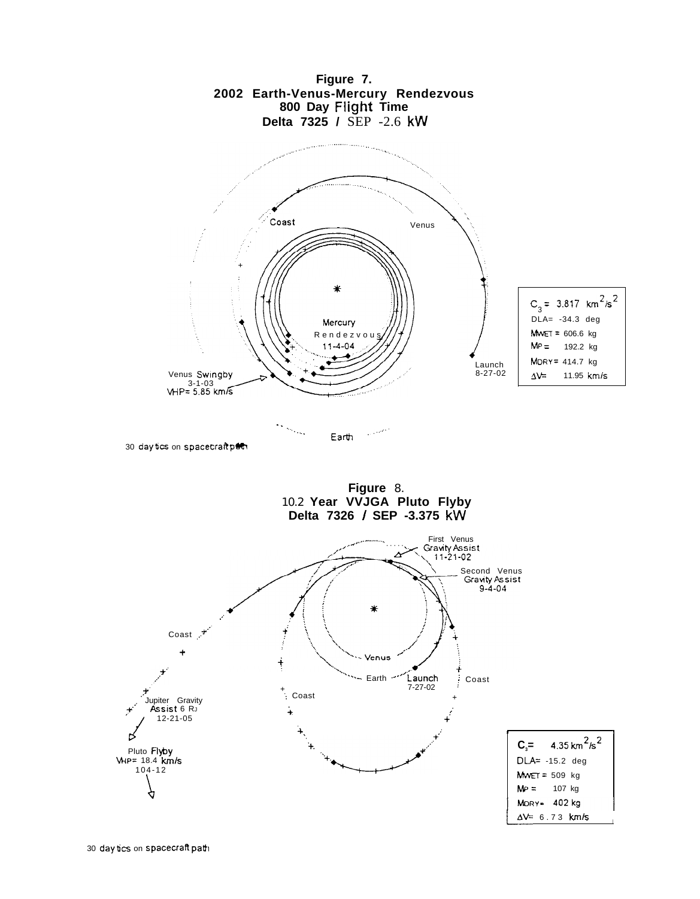**Figure 7.**
**2002 Earth-Venus-Mercury Rendezvous**
**800 Day Flight Time**
**Delta 7325 / SEP -2.6 kW**

Coast

Venus

Mercury
Rendezvous
11-4-04

Launch
8-27-02

Venus Swingby
3-1-03
VHP= 5.85 km/s

Earth

$C_3$ = 3.817 $km^2/s^2$
DLA= -34.3 deg
MWET = 606.6 kg
MP = 192.2 kg
MDRY = 414.7 kg
$\Delta V$= 11.95 km/s

30 day tics on spacecraft path

**Figure 8.**
**10.2 Year VVJGA Pluto Flyby**
**Delta 7326 / SEP -3.375 kW**

First Venus
Gravity Assist
11-21-02

Second Venus
Gravity Assist
9-4-04

Coast

Venus

Earth

Launch
7-27-02

Coast

Coast

Jupiter Gravity
Assist 6 RJ
12-21-05

Pluto Flyby
VHP= 18.4 km/s
104-12

$C_3$= 4.35 $km^2/s^2$
DLA= -15.2 deg
MWET = 509 kg
MP = 107 kg
MDRY = 402 kg
$\Delta V$= 6.73 km/s

30 day tics on spacecraft path